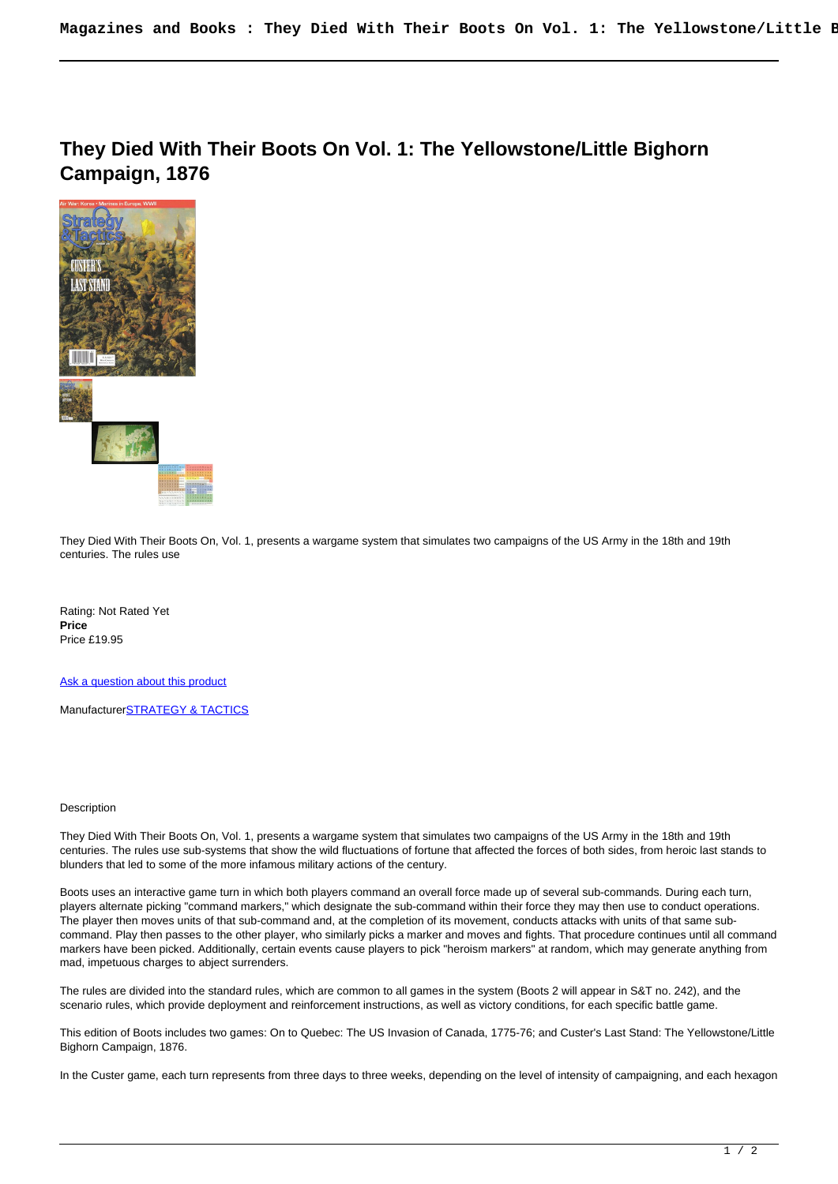# They Died With Their Boots On Vol. 1: The Yellowstone/Little Bighorn Campaign, 1876

They Died With Their Boots On, Vol. 1, presents a wargame system that simulates two campaigns of the US Army in the 18th and 19th centuries. The rules use

Rating: Not Rated Yet

**Price**

Price £19.95

[Ask a question about this product]

Manufacturer[STRATEGY & TACTICS]

Description

They Died With Their Boots On, Vol. 1, presents a wargame system that simulates two campaigns of the US Army in the 18th and 19th centuries. The rules use sub-systems that show the wild fluctuations of fortune that affected the forces of both sides, from heroic last stands to blunders that led to some of the more infamous military actions of the century.

Boots uses an interactive game turn in which both players command an overall force made up of several sub-commands. During each turn, players alternate picking "command markers," which designate the sub-command within their force they may then use to conduct operations. The player then moves units of that sub-command and, at the completion of its movement, conducts attacks with units of that same sub-command. Play then passes to the other player, who similarly picks a marker and moves and fights. That procedure continues until all command markers have been picked. Additionally, certain events cause players to pick "heroism markers" at random, which may generate anything from mad, impetuous charges to abject surrenders.

The rules are divided into the standard rules, which are common to all games in the system (Boots 2 will appear in S&T no. 242), and the scenario rules, which provide deployment and reinforcement instructions, as well as victory conditions, for each specific battle game.

This edition of Boots includes two games: On to Quebec: The US Invasion of Canada, 1775-76; and Custer's Last Stand: The Yellowstone/Little Bighorn Campaign, 1876.

In the Custer game, each turn represents from three days to three weeks, depending on the level of intensity of campaigning, and each hexagon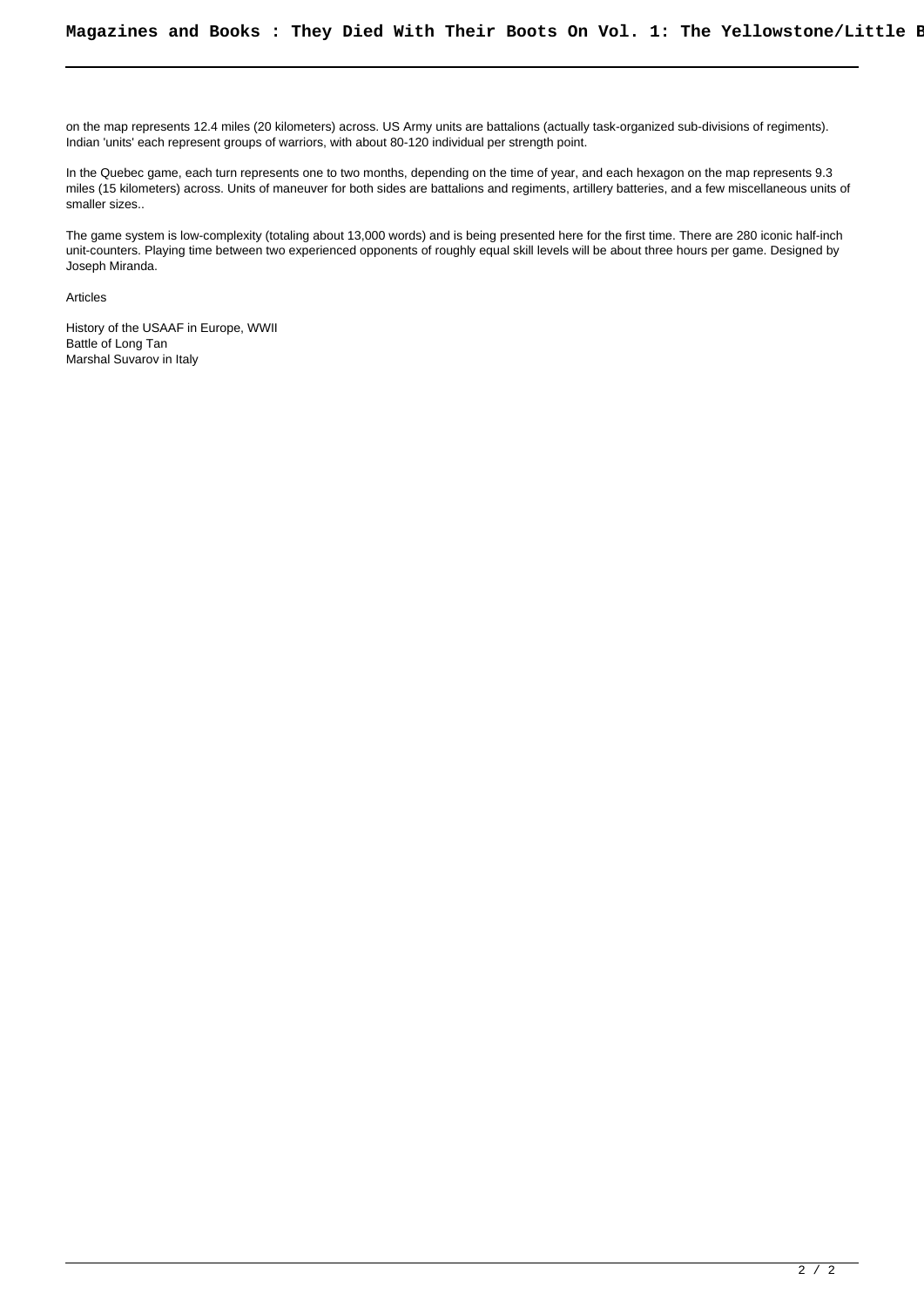on the map represents 12.4 miles (20 kilometers) across. US Army units are battalions (actually task-organized sub-divisions of regiments). Indian 'units' each represent groups of warriors, with about 80-120 individual per strength point.

In the Quebec game, each turn represents one to two months, depending on the time of year, and each hexagon on the map represents 9.3 miles (15 kilometers) across. Units of maneuver for both sides are battalions and regiments, artillery batteries, and a few miscellaneous units of smaller sizes..

The game system is low-complexity (totaling about 13,000 words) and is being presented here for the first time. There are 280 iconic half-inch unit-counters. Playing time between two experienced opponents of roughly equal skill levels will be about three hours per game. Designed by Joseph Miranda.

Articles

History of the USAAF in Europe, WWII
Battle of Long Tan
Marshal Suvarov in Italy